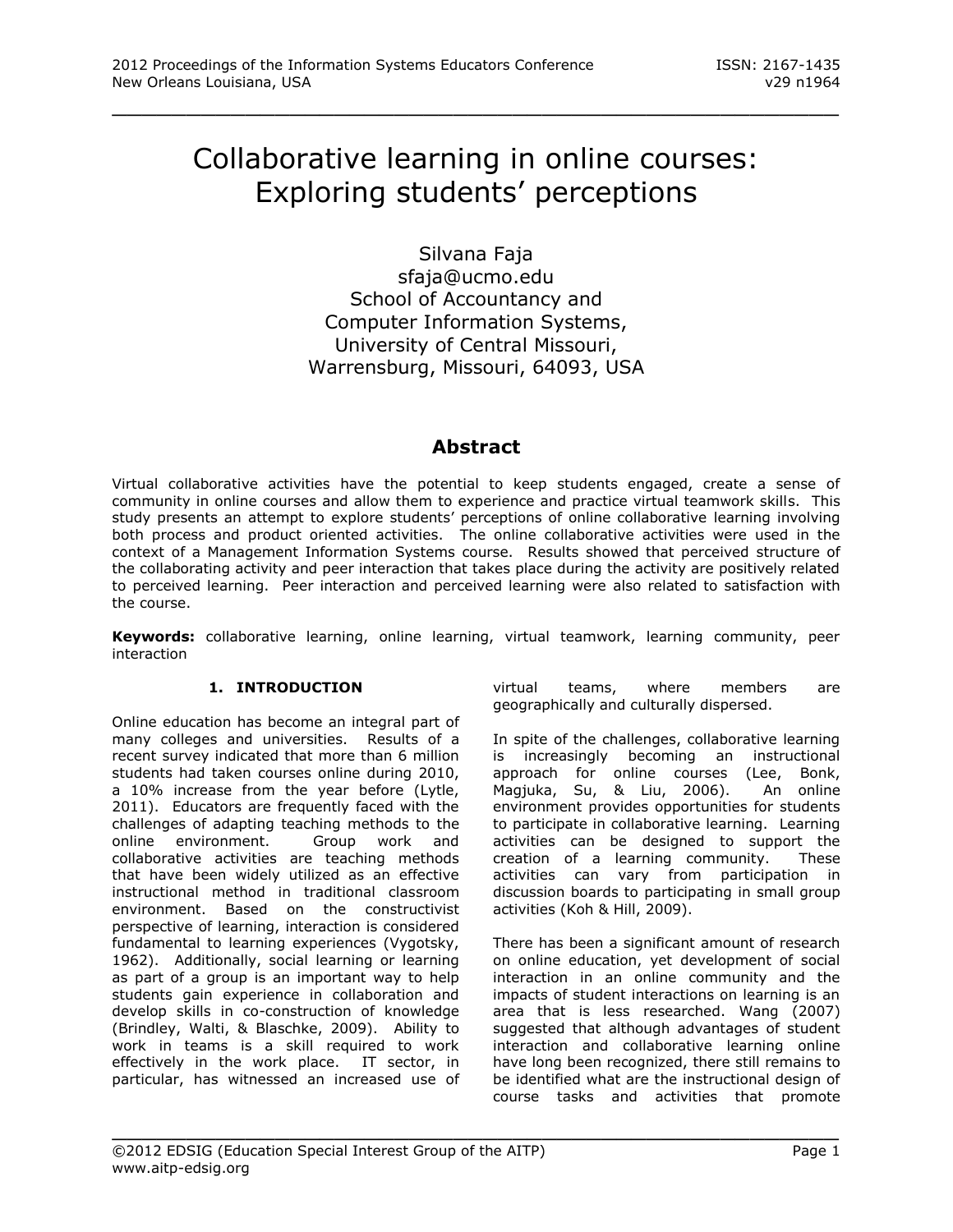# Collaborative learning in online courses: Exploring students' perceptions

Silvana Faja
sfaja@ucmo.edu
School of Accountancy and
Computer Information Systems,
University of Central Missouri,
Warrensburg, Missouri, 64093, USA

## Abstract

Virtual collaborative activities have the potential to keep students engaged, create a sense of community in online courses and allow them to experience and practice virtual teamwork skills. This study presents an attempt to explore students' perceptions of online collaborative learning involving both process and product oriented activities. The online collaborative activities were used in the context of a Management Information Systems course. Results showed that perceived structure of the collaborating activity and peer interaction that takes place during the activity are positively related to perceived learning. Peer interaction and perceived learning were also related to satisfaction with the course.

**Keywords:** collaborative learning, online learning, virtual teamwork, learning community, peer interaction

## 1. INTRODUCTION

Online education has become an integral part of many colleges and universities. Results of a recent survey indicated that more than 6 million students had taken courses online during 2010, a 10% increase from the year before (Lytle, 2011). Educators are frequently faced with the challenges of adapting teaching methods to the online environment. Group work and collaborative activities are teaching methods that have been widely utilized as an effective instructional method in traditional classroom environment. Based on the constructivist perspective of learning, interaction is considered fundamental to learning experiences (Vygotsky, 1962). Additionally, social learning or learning as part of a group is an important way to help students gain experience in collaboration and develop skills in co-construction of knowledge (Brindley, Walti, & Blaschke, 2009). Ability to work in teams is a skill required to work effectively in the work place. IT sector, in particular, has witnessed an increased use of virtual teams, where members are geographically and culturally dispersed.

In spite of the challenges, collaborative learning is increasingly becoming an instructional approach for online courses (Lee, Bonk, Magjuka, Su, & Liu, 2006). An online environment provides opportunities for students to participate in collaborative learning. Learning activities can be designed to support the creation of a learning community. These activities can vary from participation in discussion boards to participating in small group activities (Koh & Hill, 2009).

There has been a significant amount of research on online education, yet development of social interaction in an online community and the impacts of student interactions on learning is an area that is less researched. Wang (2007) suggested that although advantages of student interaction and collaborative learning online have long been recognized, there still remains to be identified what are the instructional design of course tasks and activities that promote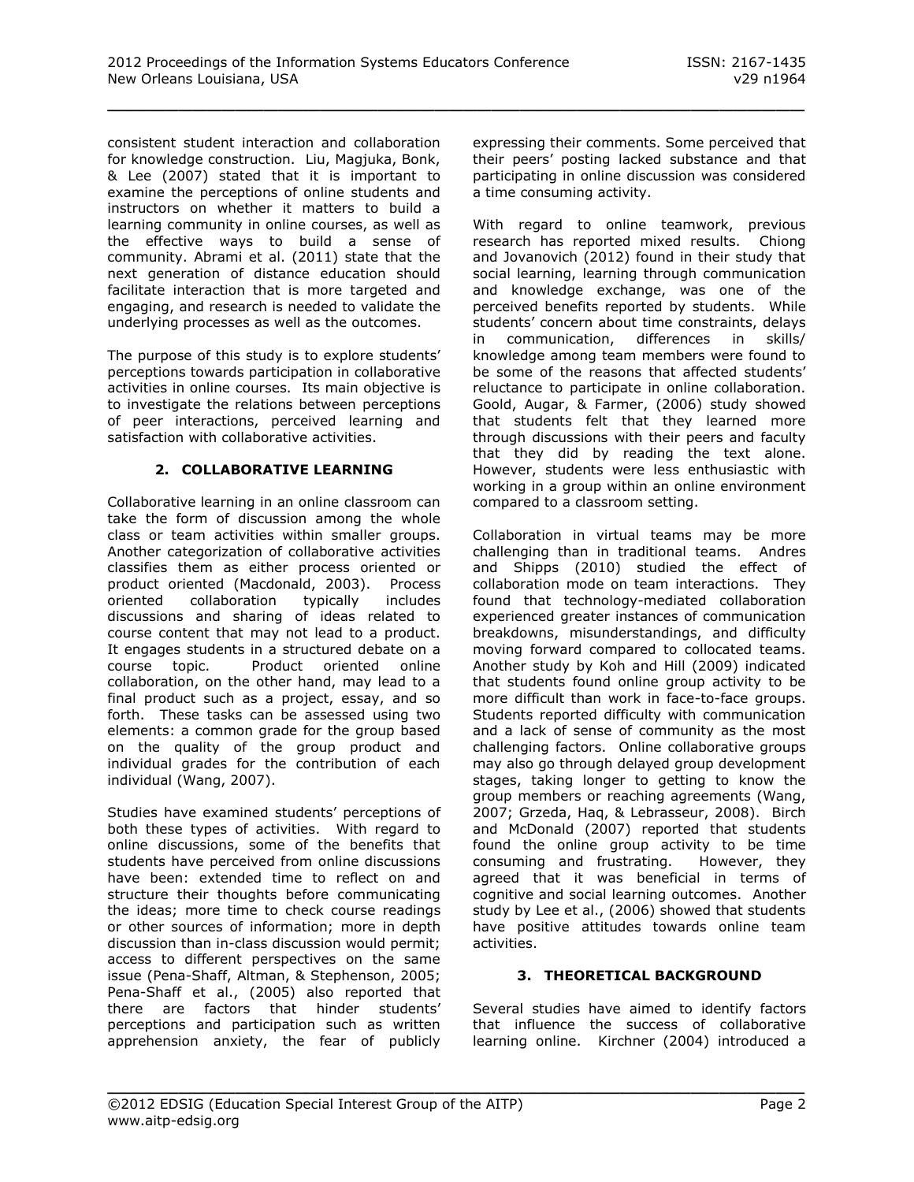consistent student interaction and collaboration for knowledge construction. Liu, Magjuka, Bonk, & Lee (2007) stated that it is important to examine the perceptions of online students and instructors on whether it matters to build a learning community in online courses, as well as the effective ways to build a sense of community. Abrami et al. (2011) state that the next generation of distance education should facilitate interaction that is more targeted and engaging, and research is needed to validate the underlying processes as well as the outcomes.

The purpose of this study is to explore students' perceptions towards participation in collaborative activities in online courses. Its main objective is to investigate the relations between perceptions of peer interactions, perceived learning and satisfaction with collaborative activities.

## 2. COLLABORATIVE LEARNING

Collaborative learning in an online classroom can take the form of discussion among the whole class or team activities within smaller groups. Another categorization of collaborative activities classifies them as either process oriented or product oriented (Macdonald, 2003). Process oriented collaboration typically includes discussions and sharing of ideas related to course content that may not lead to a product. It engages students in a structured debate on a course topic. Product oriented online collaboration, on the other hand, may lead to a final product such as a project, essay, and so forth. These tasks can be assessed using two elements: a common grade for the group based on the quality of the group product and individual grades for the contribution of each individual (Wang, 2007).

Studies have examined students' perceptions of both these types of activities. With regard to online discussions, some of the benefits that students have perceived from online discussions have been: extended time to reflect on and structure their thoughts before communicating the ideas; more time to check course readings or other sources of information; more in depth discussion than in-class discussion would permit; access to different perspectives on the same issue (Pena-Shaff, Altman, & Stephenson, 2005; Pena-Shaff et al., (2005) also reported that there are factors that hinder students' perceptions and participation such as written apprehension anxiety, the fear of publicly expressing their comments. Some perceived that their peers' posting lacked substance and that participating in online discussion was considered a time consuming activity.

With regard to online teamwork, previous research has reported mixed results. Chiong and Jovanovich (2012) found in their study that social learning, learning through communication and knowledge exchange, was one of the perceived benefits reported by students. While students' concern about time constraints, delays in communication, differences in skills/ knowledge among team members were found to be some of the reasons that affected students' reluctance to participate in online collaboration. Goold, Augar, & Farmer, (2006) study showed that students felt that they learned more through discussions with their peers and faculty that they did by reading the text alone. However, students were less enthusiastic with working in a group within an online environment compared to a classroom setting.

Collaboration in virtual teams may be more challenging than in traditional teams. Andres and Shipps (2010) studied the effect of collaboration mode on team interactions. They found that technology-mediated collaboration experienced greater instances of communication breakdowns, misunderstandings, and difficulty moving forward compared to collocated teams. Another study by Koh and Hill (2009) indicated that students found online group activity to be more difficult than work in face-to-face groups. Students reported difficulty with communication and a lack of sense of community as the most challenging factors. Online collaborative groups may also go through delayed group development stages, taking longer to getting to know the group members or reaching agreements (Wang, 2007; Grzeda, Haq, & Lebrasseur, 2008). Birch and McDonald (2007) reported that students found the online group activity to be time consuming and frustrating. However, they agreed that it was beneficial in terms of cognitive and social learning outcomes. Another study by Lee et al., (2006) showed that students have positive attitudes towards online team activities.

## 3. THEORETICAL BACKGROUND

Several studies have aimed to identify factors that influence the success of collaborative learning online. Kirchner (2004) introduced a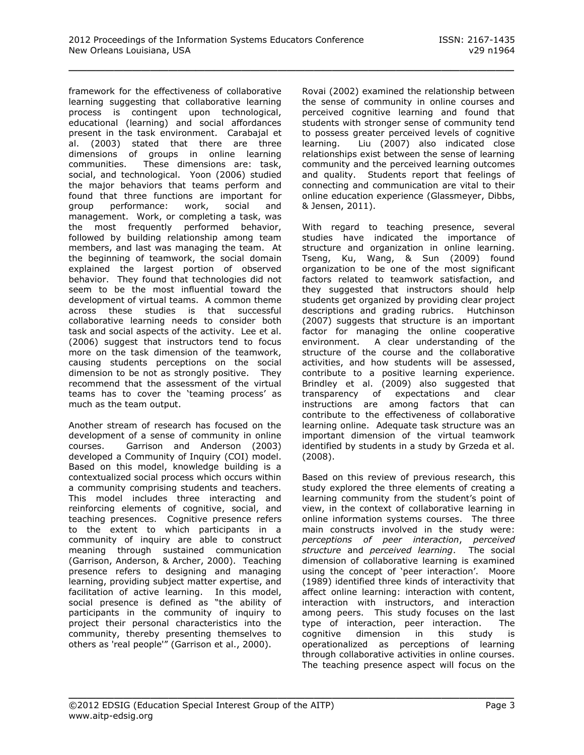framework for the effectiveness of collaborative learning suggesting that collaborative learning process is contingent upon technological, educational (learning) and social affordances present in the task environment. Carabajal et al. (2003) stated that there are three dimensions of groups in online learning communities. These dimensions are: task, social, and technological. Yoon (2006) studied the major behaviors that teams perform and found that three functions are important for group performance: work, social and management. Work, or completing a task, was the most frequently performed behavior, followed by building relationship among team members, and last was managing the team. At the beginning of teamwork, the social domain explained the largest portion of observed behavior. They found that technologies did not seem to be the most influential toward the development of virtual teams. A common theme across these studies is that successful collaborative learning needs to consider both task and social aspects of the activity. Lee et al. (2006) suggest that instructors tend to focus more on the task dimension of the teamwork, causing students perceptions on the social dimension to be not as strongly positive. They recommend that the assessment of the virtual teams has to cover the 'teaming process' as much as the team output.

Another stream of research has focused on the development of a sense of community in online courses. Garrison and Anderson (2003) developed a Community of Inquiry (COI) model. Based on this model, knowledge building is a contextualized social process which occurs within a community comprising students and teachers. This model includes three interacting and reinforcing elements of cognitive, social, and teaching presences. Cognitive presence refers to the extent to which participants in a community of inquiry are able to construct meaning through sustained communication (Garrison, Anderson, & Archer, 2000). Teaching presence refers to designing and managing learning, providing subject matter expertise, and facilitation of active learning. In this model, social presence is defined as "the ability of participants in the community of inquiry to project their personal characteristics into the community, thereby presenting themselves to others as 'real people'" (Garrison et al., 2000).

Rovai (2002) examined the relationship between the sense of community in online courses and perceived cognitive learning and found that students with stronger sense of community tend to possess greater perceived levels of cognitive learning. Liu (2007) also indicated close relationships exist between the sense of learning community and the perceived learning outcomes and quality. Students report that feelings of connecting and communication are vital to their online education experience (Glassmeyer, Dibbs, & Jensen, 2011).

With regard to teaching presence, several studies have indicated the importance of structure and organization in online learning. Tseng, Ku, Wang, & Sun (2009) found organization to be one of the most significant factors related to teamwork satisfaction, and they suggested that instructors should help students get organized by providing clear project descriptions and grading rubrics. Hutchinson (2007) suggests that structure is an important factor for managing the online cooperative environment. A clear understanding of the structure of the course and the collaborative activities, and how students will be assessed, contribute to a positive learning experience. Brindley et al. (2009) also suggested that transparency of expectations and clear instructions are among factors that can contribute to the effectiveness of collaborative learning online. Adequate task structure was an important dimension of the virtual teamwork identified by students in a study by Grzeda et al. (2008).

Based on this review of previous research, this study explored the three elements of creating a learning community from the student's point of view, in the context of collaborative learning in online information systems courses. The three main constructs involved in the study were: *perceptions of peer interaction*, *perceived structure* and *perceived learning*. The social dimension of collaborative learning is examined using the concept of 'peer interaction'. Moore (1989) identified three kinds of interactivity that affect online learning: interaction with content, interaction with instructors, and interaction among peers. This study focuses on the last type of interaction, peer interaction. The cognitive dimension in this study is operationalized as perceptions of learning through collaborative activities in online courses. The teaching presence aspect will focus on the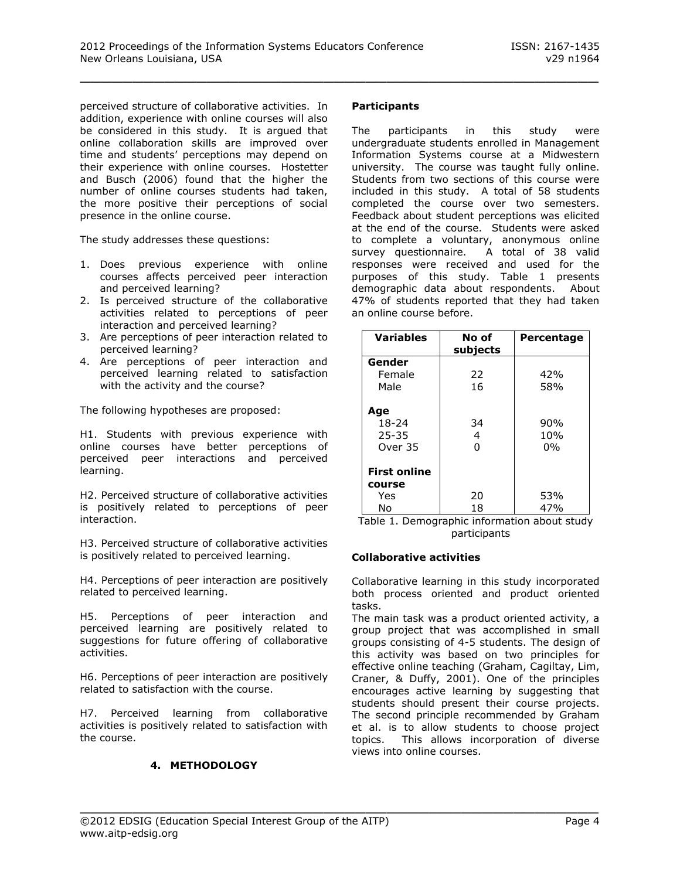perceived structure of collaborative activities. In addition, experience with online courses will also be considered in this study. It is argued that online collaboration skills are improved over time and students' perceptions may depend on their experience with online courses. Hostetter and Busch (2006) found that the higher the number of online courses students had taken, the more positive their perceptions of social presence in the online course.

The study addresses these questions:

1. Does previous experience with online courses affects perceived peer interaction and perceived learning?
2. Is perceived structure of the collaborative activities related to perceptions of peer interaction and perceived learning?
3. Are perceptions of peer interaction related to perceived learning?
4. Are perceptions of peer interaction and perceived learning related to satisfaction with the activity and the course?

The following hypotheses are proposed:

H1. Students with previous experience with online courses have better perceptions of perceived peer interactions and perceived learning.

H2. Perceived structure of collaborative activities is positively related to perceptions of peer interaction.

H3. Perceived structure of collaborative activities is positively related to perceived learning.

H4. Perceptions of peer interaction are positively related to perceived learning.

H5. Perceptions of peer interaction and perceived learning are positively related to suggestions for future offering of collaborative activities.

H6. Perceptions of peer interaction are positively related to satisfaction with the course.

H7. Perceived learning from collaborative activities is positively related to satisfaction with the course.

## 4. METHODOLOGY

**Participants**

The participants in this study were undergraduate students enrolled in Management Information Systems course at a Midwestern university. The course was taught fully online. Students from two sections of this course were included in this study. A total of 58 students completed the course over two semesters. Feedback about student perceptions was elicited at the end of the course. Students were asked to complete a voluntary, anonymous online survey questionnaire. A total of 38 valid responses were received and used for the purposes of this study. Table 1 presents demographic data about respondents. About 47% of students reported that they had taken an online course before.

| Variables | No of subjects | Percentage |
|---|---|---|
| **Gender** | | |
| Female | 22 | 42% |
| Male | 16 | 58% |
| **Age** | | |
| 18-24 | 34 | 90% |
| 25-35 | 4 | 10% |
| Over 35 | 0 | 0% |
| **First online course** | | |
| Yes | 20 | 53% |
| No | 18 | 47% |

Table 1. Demographic information about study participants

**Collaborative activities**

Collaborative learning in this study incorporated both process oriented and product oriented tasks.

The main task was a product oriented activity, a group project that was accomplished in small groups consisting of 4-5 students. The design of this activity was based on two principles for effective online teaching (Graham, Cagiltay, Lim, Craner, & Duffy, 2001). One of the principles encourages active learning by suggesting that students should present their course projects. The second principle recommended by Graham et al. is to allow students to choose project topics. This allows incorporation of diverse views into online courses.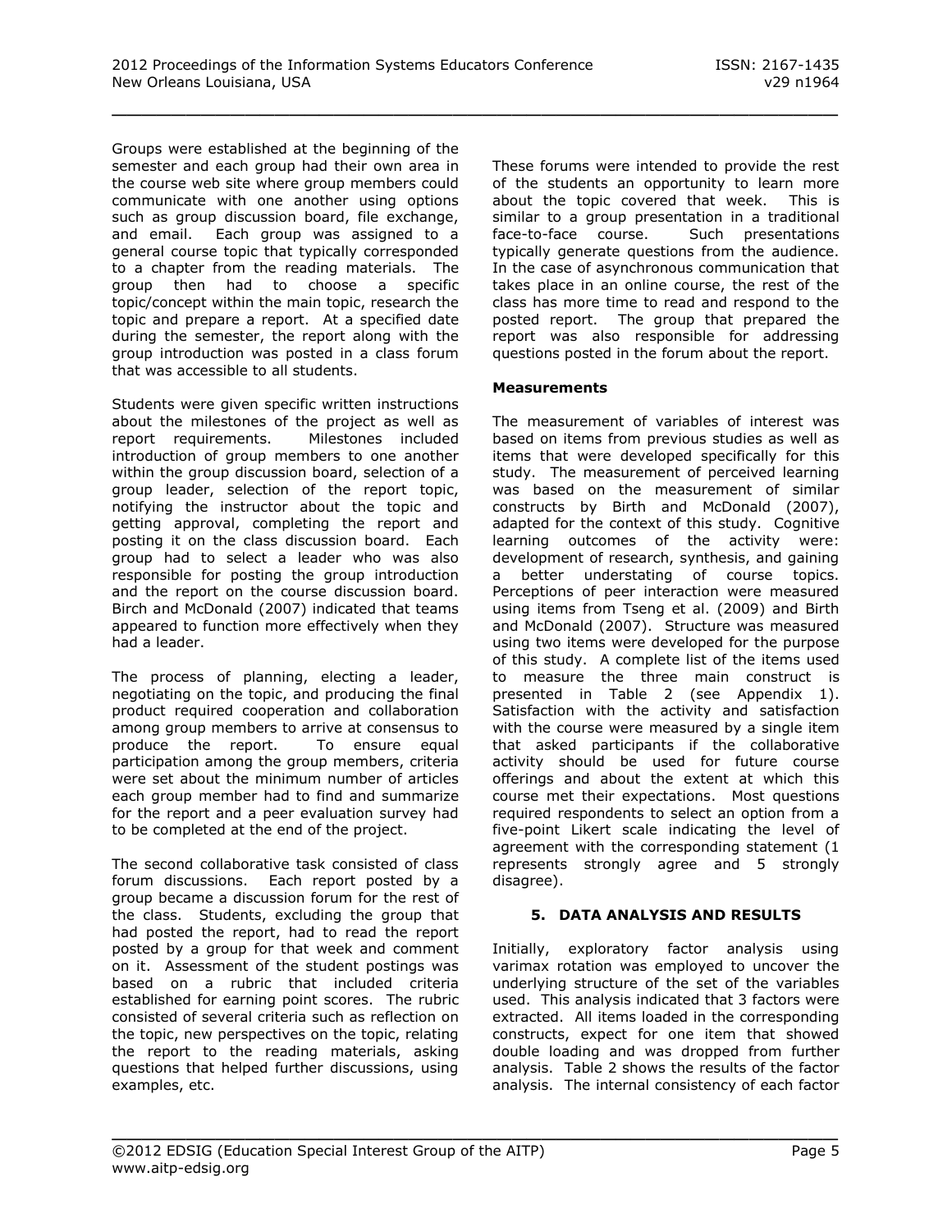Groups were established at the beginning of the semester and each group had their own area in the course web site where group members could communicate with one another using options such as group discussion board, file exchange, and email. Each group was assigned to a general course topic that typically corresponded to a chapter from the reading materials. The group then had to choose a specific topic/concept within the main topic, research the topic and prepare a report. At a specified date during the semester, the report along with the group introduction was posted in a class forum that was accessible to all students.

Students were given specific written instructions about the milestones of the project as well as report requirements. Milestones included introduction of group members to one another within the group discussion board, selection of a group leader, selection of the report topic, notifying the instructor about the topic and getting approval, completing the report and posting it on the class discussion board. Each group had to select a leader who was also responsible for posting the group introduction and the report on the course discussion board. Birch and McDonald (2007) indicated that teams appeared to function more effectively when they had a leader.

The process of planning, electing a leader, negotiating on the topic, and producing the final product required cooperation and collaboration among group members to arrive at consensus to produce the report. To ensure equal participation among the group members, criteria were set about the minimum number of articles each group member had to find and summarize for the report and a peer evaluation survey had to be completed at the end of the project.

The second collaborative task consisted of class forum discussions. Each report posted by a group became a discussion forum for the rest of the class. Students, excluding the group that had posted the report, had to read the report posted by a group for that week and comment on it. Assessment of the student postings was based on a rubric that included criteria established for earning point scores. The rubric consisted of several criteria such as reflection on the topic, new perspectives on the topic, relating the report to the reading materials, asking questions that helped further discussions, using examples, etc.

These forums were intended to provide the rest of the students an opportunity to learn more about the topic covered that week. This is similar to a group presentation in a traditional face-to-face course. Such presentations typically generate questions from the audience. In the case of asynchronous communication that takes place in an online course, the rest of the class has more time to read and respond to the posted report. The group that prepared the report was also responsible for addressing questions posted in the forum about the report.

**Measurements**

The measurement of variables of interest was based on items from previous studies as well as items that were developed specifically for this study. The measurement of perceived learning was based on the measurement of similar constructs by Birth and McDonald (2007), adapted for the context of this study. Cognitive learning outcomes of the activity were: development of research, synthesis, and gaining a better understating of course topics. Perceptions of peer interaction were measured using items from Tseng et al. (2009) and Birth and McDonald (2007). Structure was measured using two items were developed for the purpose of this study. A complete list of the items used to measure the three main construct is presented in Table 2 (see Appendix 1). Satisfaction with the activity and satisfaction with the course were measured by a single item that asked participants if the collaborative activity should be used for future course offerings and about the extent at which this course met their expectations. Most questions required respondents to select an option from a five-point Likert scale indicating the level of agreement with the corresponding statement (1 represents strongly agree and 5 strongly disagree).

## 5. DATA ANALYSIS AND RESULTS

Initially, exploratory factor analysis using varimax rotation was employed to uncover the underlying structure of the set of the variables used. This analysis indicated that 3 factors were extracted. All items loaded in the corresponding constructs, expect for one item that showed double loading and was dropped from further analysis. Table 2 shows the results of the factor analysis. The internal consistency of each factor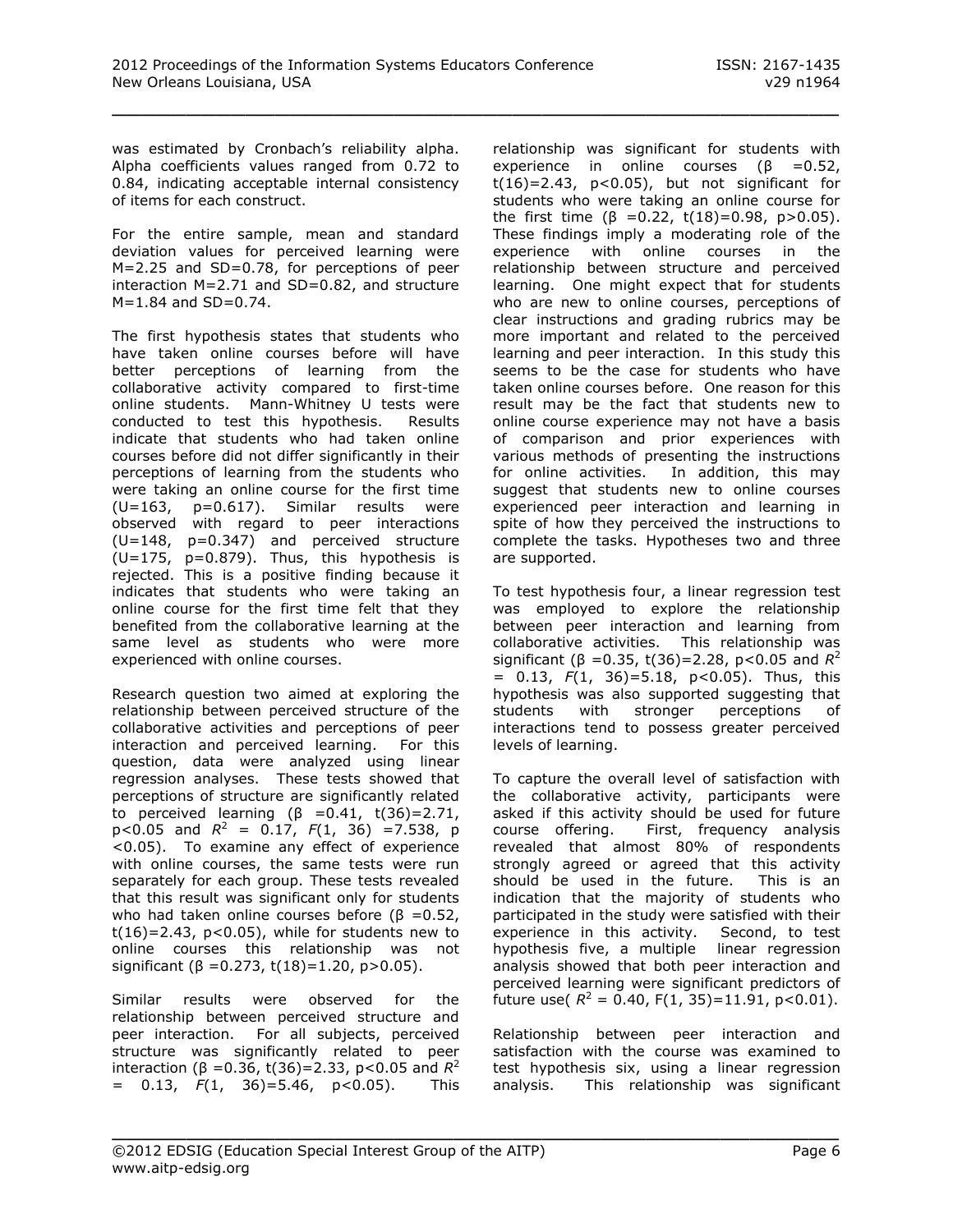was estimated by Cronbach's reliability alpha. Alpha coefficients values ranged from 0.72 to 0.84, indicating acceptable internal consistency of items for each construct.

For the entire sample, mean and standard deviation values for perceived learning were M=2.25 and SD=0.78, for perceptions of peer interaction M=2.71 and SD=0.82, and structure M=1.84 and SD=0.74.

The first hypothesis states that students who have taken online courses before will have better perceptions of learning from the collaborative activity compared to first-time online students. Mann-Whitney U tests were conducted to test this hypothesis. Results indicate that students who had taken online courses before did not differ significantly in their perceptions of learning from the students who were taking an online course for the first time (U=163, p=0.617). Similar results were observed with regard to peer interactions (U=148, p=0.347) and perceived structure (U=175, p=0.879). Thus, this hypothesis is rejected. This is a positive finding because it indicates that students who were taking an online course for the first time felt that they benefited from the collaborative learning at the same level as students who were more experienced with online courses.

Research question two aimed at exploring the relationship between perceived structure of the collaborative activities and perceptions of peer interaction and perceived learning. For this question, data were analyzed using linear regression analyses. These tests showed that perceptions of structure are significantly related to perceived learning (β =0.41, t(36)=2.71, p<0.05 and $R^2$ = 0.17, $F$(1, 36) =7.538, p <0.05). To examine any effect of experience with online courses, the same tests were run separately for each group. These tests revealed that this result was significant only for students who had taken online courses before (β =0.52, t(16)=2.43, p<0.05), while for students new to online courses this relationship was not significant (β =0.273, t(18)=1.20, p>0.05).

Similar results were observed for the relationship between perceived structure and peer interaction. For all subjects, perceived structure was significantly related to peer interaction (β =0.36, t(36)=2.33, p<0.05 and $R^2$ = 0.13, $F$(1, 36)=5.46, p<0.05). This relationship was significant for students with experience in online courses (β =0.52, t(16)=2.43, p<0.05), but not significant for students who were taking an online course for the first time (β =0.22, t(18)=0.98, p>0.05). These findings imply a moderating role of the experience with online courses in the relationship between structure and perceived learning. One might expect that for students who are new to online courses, perceptions of clear instructions and grading rubrics may be more important and related to the perceived learning and peer interaction. In this study this seems to be the case for students who have taken online courses before. One reason for this result may be the fact that students new to online course experience may not have a basis of comparison and prior experiences with various methods of presenting the instructions for online activities. In addition, this may suggest that students new to online courses experienced peer interaction and learning in spite of how they perceived the instructions to complete the tasks. Hypotheses two and three are supported.

To test hypothesis four, a linear regression test was employed to explore the relationship between peer interaction and learning from collaborative activities. This relationship was significant (β =0.35, t(36)=2.28, p<0.05 and $R^2$ = 0.13, $F$(1, 36)=5.18, p<0.05). Thus, this hypothesis was also supported suggesting that students with stronger perceptions of interactions tend to possess greater perceived levels of learning.

To capture the overall level of satisfaction with the collaborative activity, participants were asked if this activity should be used for future course offering. First, frequency analysis revealed that almost 80% of respondents strongly agreed or agreed that this activity should be used in the future. This is an indication that the majority of students who participated in the study were satisfied with their experience in this activity. Second, to test hypothesis five, a multiple linear regression analysis showed that both peer interaction and perceived learning were significant predictors of future use( $R^2$ = 0.40, F(1, 35)=11.91, p<0.01).

Relationship between peer interaction and satisfaction with the course was examined to test hypothesis six, using a linear regression analysis. This relationship was significant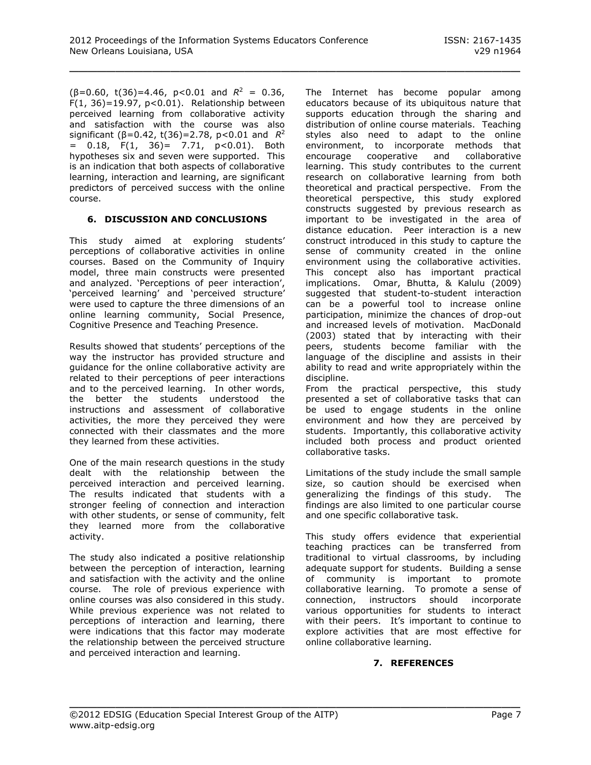($\beta$=0.60, t(36)=4.46, p<0.01 and $R^2$ = 0.36, F(1, 36)=19.97, p<0.01). Relationship between perceived learning from collaborative activity and satisfaction with the course was also significant ($\beta$=0.42, t(36)=2.78, p<0.01 and $R^2$ = 0.18, F(1, 36)= 7.71, p<0.01). Both hypotheses six and seven were supported. This is an indication that both aspects of collaborative learning, interaction and learning, are significant predictors of perceived success with the online course.

## 6. DISCUSSION AND CONCLUSIONS

This study aimed at exploring students' perceptions of collaborative activities in online courses. Based on the Community of Inquiry model, three main constructs were presented and analyzed. 'Perceptions of peer interaction', 'perceived learning' and 'perceived structure' were used to capture the three dimensions of an online learning community, Social Presence, Cognitive Presence and Teaching Presence.

Results showed that students' perceptions of the way the instructor has provided structure and guidance for the online collaborative activity are related to their perceptions of peer interactions and to the perceived learning. In other words, the better the students understood the instructions and assessment of collaborative activities, the more they perceived they were connected with their classmates and the more they learned from these activities.

One of the main research questions in the study dealt with the relationship between the perceived interaction and perceived learning. The results indicated that students with a stronger feeling of connection and interaction with other students, or sense of community, felt they learned more from the collaborative activity.

The study also indicated a positive relationship between the perception of interaction, learning and satisfaction with the activity and the online course. The role of previous experience with online courses was also considered in this study. While previous experience was not related to perceptions of interaction and learning, there were indications that this factor may moderate the relationship between the perceived structure and perceived interaction and learning.

The Internet has become popular among educators because of its ubiquitous nature that supports education through the sharing and distribution of online course materials. Teaching styles also need to adapt to the online environment, to incorporate methods that encourage cooperative and collaborative learning. This study contributes to the current research on collaborative learning from both theoretical and practical perspective. From the theoretical perspective, this study explored constructs suggested by previous research as important to be investigated in the area of distance education. Peer interaction is a new construct introduced in this study to capture the sense of community created in the online environment using the collaborative activities. This concept also has important practical implications. Omar, Bhutta, & Kalulu (2009) suggested that student-to-student interaction can be a powerful tool to increase online participation, minimize the chances of drop-out and increased levels of motivation. MacDonald (2003) stated that by interacting with their peers, students become familiar with the language of the discipline and assists in their ability to read and write appropriately within the discipline.

From the practical perspective, this study presented a set of collaborative tasks that can be used to engage students in the online environment and how they are perceived by students. Importantly, this collaborative activity included both process and product oriented collaborative tasks.

Limitations of the study include the small sample size, so caution should be exercised when generalizing the findings of this study. The findings are also limited to one particular course and one specific collaborative task.

This study offers evidence that experiential teaching practices can be transferred from traditional to virtual classrooms, by including adequate support for students. Building a sense of community is important to promote collaborative learning. To promote a sense of connection, instructors should incorporate various opportunities for students to interact with their peers. It's important to continue to explore activities that are most effective for online collaborative learning.

## 7. REFERENCES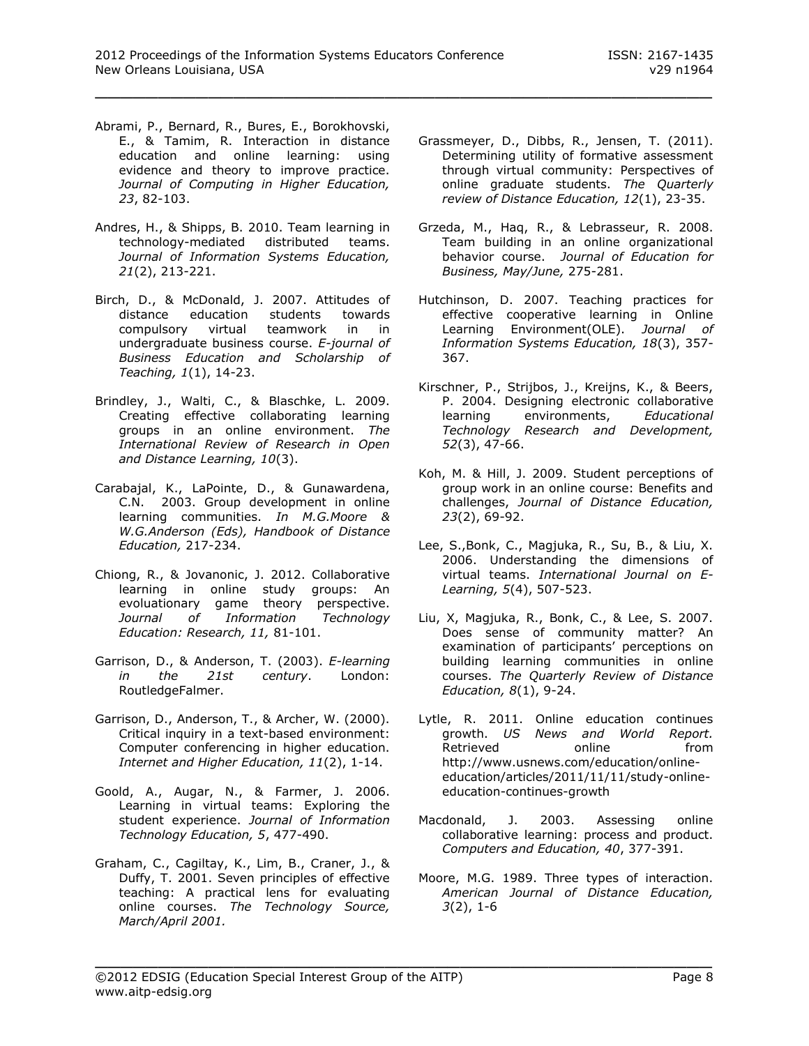Abrami, P., Bernard, R., Bures, E., Borokhovski, E., & Tamim, R. Interaction in distance education and online learning: using evidence and theory to improve practice. *Journal of Computing in Higher Education, 23*, 82-103.

Andres, H., & Shipps, B. 2010. Team learning in technology-mediated distributed teams. *Journal of Information Systems Education, 21*(2), 213-221.

Birch, D., & McDonald, J. 2007. Attitudes of distance education students towards compulsory virtual teamwork in in undergraduate business course. *E-journal of Business Education and Scholarship of Teaching, 1*(1), 14-23.

Brindley, J., Walti, C., & Blaschke, L. 2009. Creating effective collaborating learning groups in an online environment. *The International Review of Research in Open and Distance Learning, 10*(3).

Carabajal, K., LaPointe, D., & Gunawardena, C.N. 2003. Group development in online learning communities. *In M.G.Moore & W.G.Anderson (Eds), Handbook of Distance Education,* 217-234.

Chiong, R., & Jovanonic, J. 2012. Collaborative learning in online study groups: An evoluationary game theory perspective. *Journal of Information Technology Education: Research, 11,* 81-101.

Garrison, D., & Anderson, T. (2003). *E-learning in the 21st century*. London: RoutledgeFalmer.

Garrison, D., Anderson, T., & Archer, W. (2000). Critical inquiry in a text-based environment: Computer conferencing in higher education. *Internet and Higher Education, 11*(2), 1-14.

Goold, A., Augar, N., & Farmer, J. 2006. Learning in virtual teams: Exploring the student experience. *Journal of Information Technology Education, 5*, 477-490.

Graham, C., Cagiltay, K., Lim, B., Craner, J., & Duffy, T. 2001. Seven principles of effective teaching: A practical lens for evaluating online courses. *The Technology Source, March/April 2001.*

Grassmeyer, D., Dibbs, R., Jensen, T. (2011). Determining utility of formative assessment through virtual community: Perspectives of online graduate students. *The Quarterly review of Distance Education, 12*(1), 23-35.

Grzeda, M., Haq, R., & Lebrasseur, R. 2008. Team building in an online organizational behavior course. *Journal of Education for Business, May/June,* 275-281.

Hutchinson, D. 2007. Teaching practices for effective cooperative learning in Online Learning Environment(OLE). *Journal of Information Systems Education, 18*(3), 357-367.

Kirschner, P., Strijbos, J., Kreijns, K., & Beers, P. 2004. Designing electronic collaborative learning environments, *Educational Technology Research and Development, 52*(3), 47-66.

Koh, M. & Hill, J. 2009. Student perceptions of group work in an online course: Benefits and challenges, *Journal of Distance Education, 23*(2), 69-92.

Lee, S.,Bonk, C., Magjuka, R., Su, B., & Liu, X. 2006. Understanding the dimensions of virtual teams. *International Journal on E-Learning, 5*(4), 507-523.

Liu, X, Magjuka, R., Bonk, C., & Lee, S. 2007. Does sense of community matter? An examination of participants' perceptions on building learning communities in online courses. *The Quarterly Review of Distance Education, 8*(1), 9-24.

Lytle, R. 2011. Online education continues growth. *US News and World Report.* Retrieved online from http://www.usnews.com/education/online-education/articles/2011/11/11/study-online-education-continues-growth

Macdonald, J. 2003. Assessing online collaborative learning: process and product. *Computers and Education, 40*, 377-391.

Moore, M.G. 1989. Three types of interaction. *American Journal of Distance Education, 3*(2), 1-6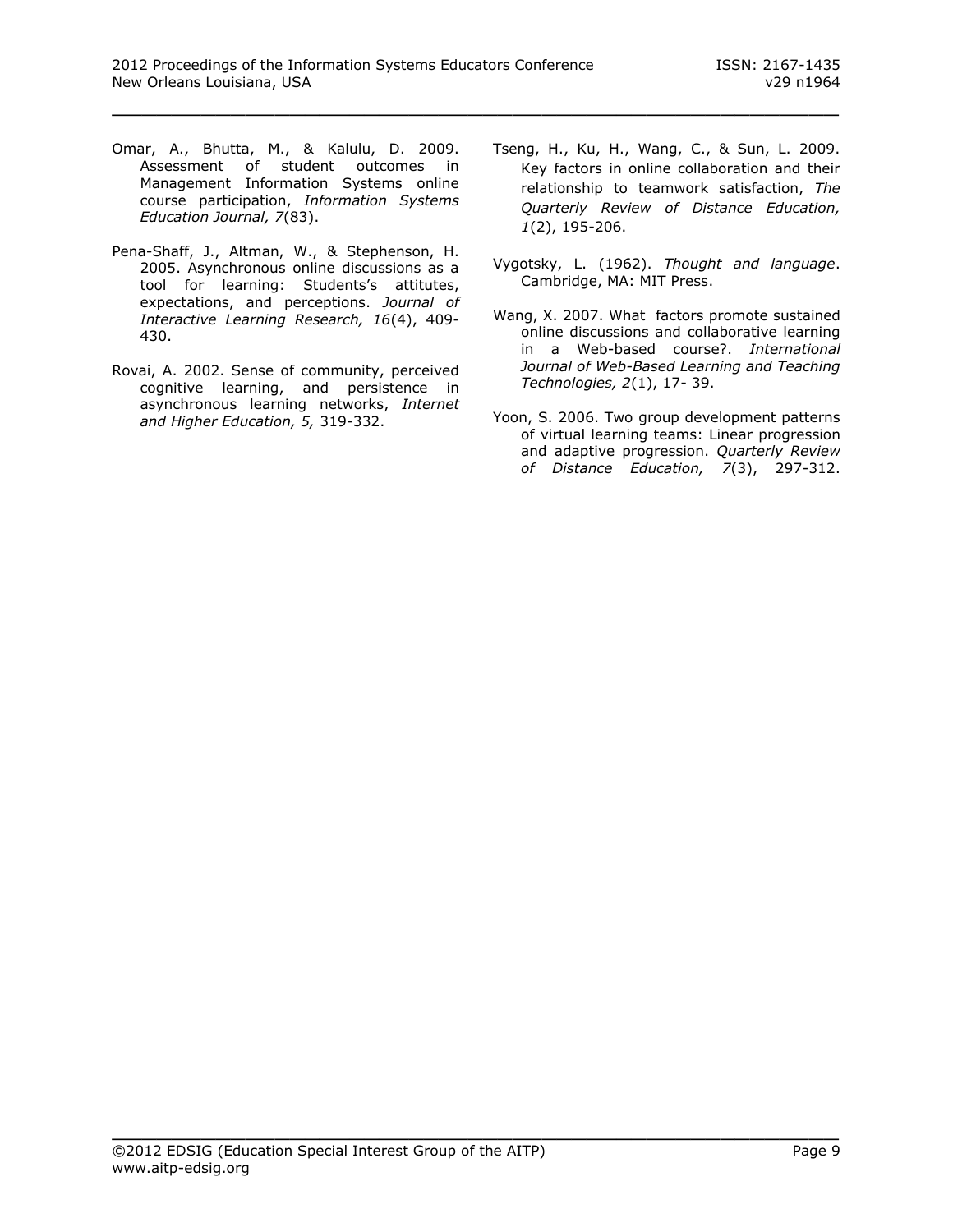Omar, A., Bhutta, M., & Kalulu, D. 2009. Assessment of student outcomes in Management Information Systems online course participation, *Information Systems Education Journal, 7*(83).

Pena-Shaff, J., Altman, W., & Stephenson, H. 2005. Asynchronous online discussions as a tool for learning: Students's attitutes, expectations, and perceptions. *Journal of Interactive Learning Research, 16*(4), 409-430.

Rovai, A. 2002. Sense of community, perceived cognitive learning, and persistence in asynchronous learning networks, *Internet and Higher Education, 5,* 319-332.

Tseng, H., Ku, H., Wang, C., & Sun, L. 2009. Key factors in online collaboration and their relationship to teamwork satisfaction, *The Quarterly Review of Distance Education, 1*(2), 195-206.

Vygotsky, L. (1962). *Thought and language*. Cambridge, MA: MIT Press.

Wang, X. 2007. What factors promote sustained online discussions and collaborative learning in a Web-based course?. *International Journal of Web-Based Learning and Teaching Technologies, 2*(1), 17- 39.

Yoon, S. 2006. Two group development patterns of virtual learning teams: Linear progression and adaptive progression. *Quarterly Review of Distance Education, 7*(3), 297-312.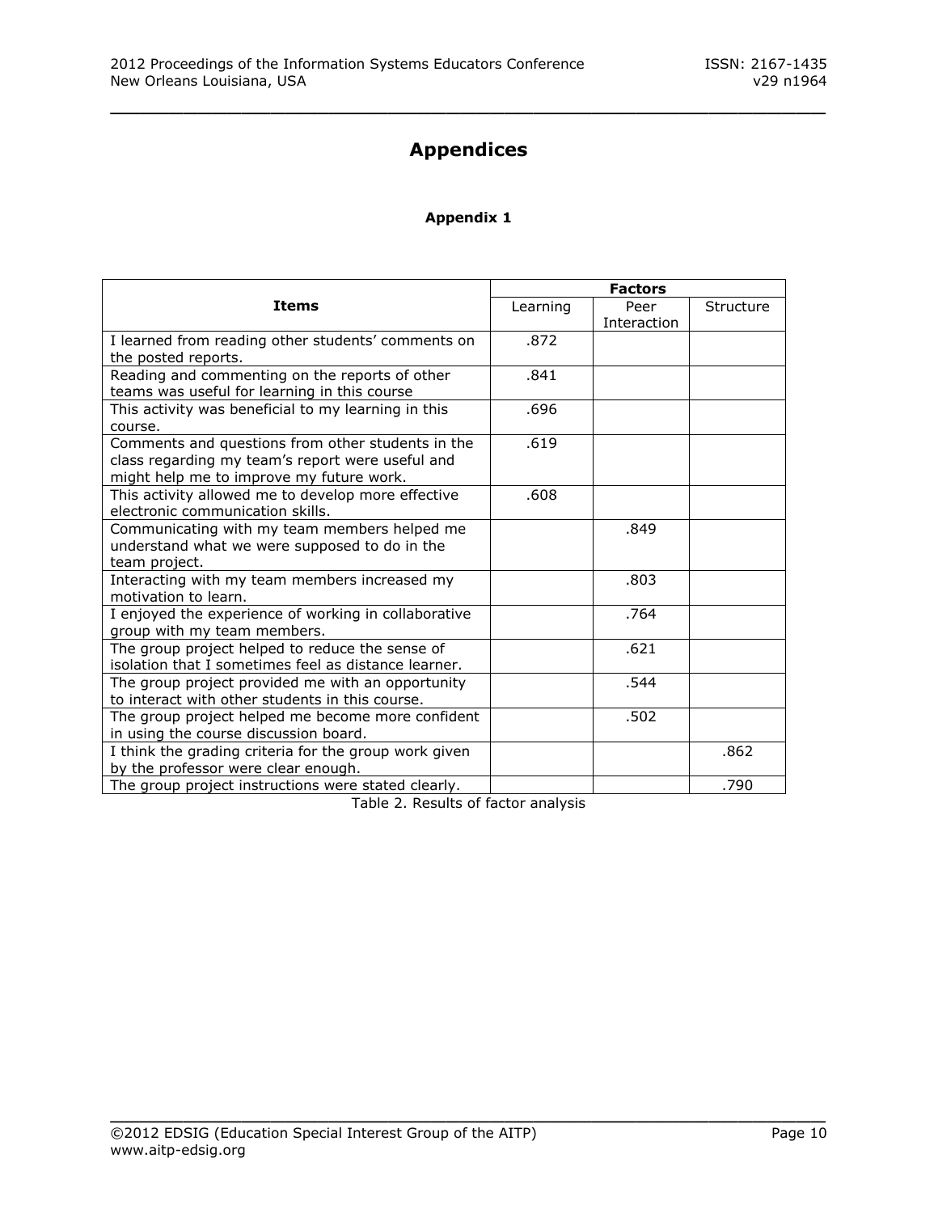# Appendices

## Appendix 1

| Items | Factors | | |
|---|---|---|---|
| | Learning | Peer Interaction | Structure |
| I learned from reading other students' comments on the posted reports. | .872 | | |
| Reading and commenting on the reports of other teams was useful for learning in this course | .841 | | |
| This activity was beneficial to my learning in this course. | .696 | | |
| Comments and questions from other students in the class regarding my team's report were useful and might help me to improve my future work. | .619 | | |
| This activity allowed me to develop more effective electronic communication skills. | .608 | | |
| Communicating with my team members helped me understand what we were supposed to do in the team project. | | .849 | |
| Interacting with my team members increased my motivation to learn. | | .803 | |
| I enjoyed the experience of working in collaborative group with my team members. | | .764 | |
| The group project helped to reduce the sense of isolation that I sometimes feel as distance learner. | | .621 | |
| The group project provided me with an opportunity to interact with other students in this course. | | .544 | |
| The group project helped me become more confident in using the course discussion board. | | .502 | |
| I think the grading criteria for the group work given by the professor were clear enough. | | | .862 |
| The group project instructions were stated clearly. | | | .790 |

Table 2. Results of factor analysis